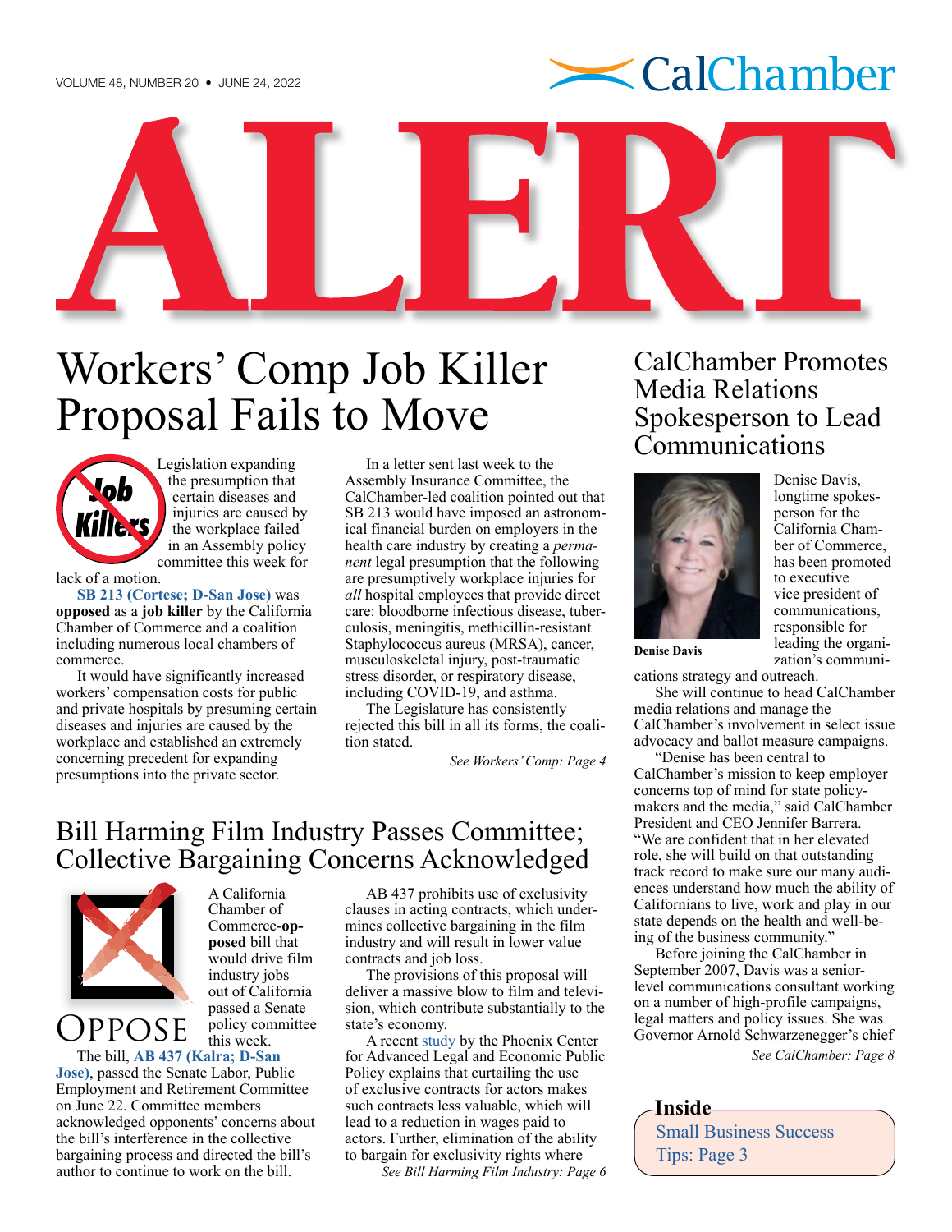# ALERT

# Workers' Comp Job Killer Proposal Fails to Move

Legislation expanding the presumption that certain diseases and injuries are caused by the workplace failed in an Assembly policy committee this week for lack of a motion.

**SB 213 (Cortese; D-San Jose)** was **opposed** as a **job killer** by the California Chamber of Commerce and a coalition including numerous local chambers of commerce.

It would have significantly increased workers' compensation costs for public and private hospitals by presuming certain diseases and injuries are caused by the workplace and established an extremely concerning precedent for expanding presumptions into the private sector.

In a letter sent last week to the Assembly Insurance Committee, the CalChamber-led coalition pointed out that SB 213 would have imposed an astronomical financial burden on employers in the health care industry by creating a *permanent* legal presumption that the following are presumptively workplace injuries for *all* hospital employees that provide direct care: bloodborne infectious disease, tuberculosis, meningitis, methicillin-resistant Staphylococcus aureus (MRSA), cancer, musculoskeletal injury, post-traumatic stress disorder, or respiratory disease, including COVID-19, and asthma.

The Legislature has consistently rejected this bill in all its forms, the coalition stated.

*See Workers' Comp: Page 4*

# Bill Harming Film Industry Passes Committee; Collective Bargaining Concerns Acknowledged

OPPOSE

A California Chamber of Commerce-**opposed** bill that would drive film industry jobs out of California passed a Senate policy committee this week.

The bill, **AB 437 (Kalra; D-San Jose)**, passed the Senate Labor, Public Employment and Retirement Committee on June 22. Committee members acknowledged opponents' concerns about the bill's interference in the collective bargaining process and directed the bill's author to continue to work on the bill.

AB 437 prohibits use of exclusivity clauses in acting contracts, which undermines collective bargaining in the film industry and will result in lower value contracts and job loss.

The provisions of this proposal will deliver a massive blow to film and television, which contribute substantially to the state's economy.

A recent study by the Phoenix Center for Advanced Legal and Economic Public Policy explains that curtailing the use of exclusive contracts for actors makes such contracts less valuable, which will lead to a reduction in wages paid to actors. Further, elimination of the ability to bargain for exclusivity rights where

*See Bill Harming Film Industry: Page 6*

# CalChamber Promotes Media Relations Spokesperson to Lead Communications

**Denise Davis**

Denise Davis, longtime spokesperson for the California Chamber of Commerce, has been promoted to executive vice president of communications, responsible for leading the organization's communications strategy and outreach.

She will continue to head CalChamber media relations and manage the CalChamber's involvement in select issue advocacy and ballot measure campaigns.

"Denise has been central to CalChamber's mission to keep employer concerns top of mind for state policymakers and the media," said CalChamber President and CEO Jennifer Barrera. "We are confident that in her elevated role, she will build on that outstanding track record to make sure our many audiences understand how much the ability of Californians to live, work and play in our state depends on the health and well-being of the business community."

Before joining the CalChamber in September 2007, Davis was a senior-level communications consultant working on a number of high-profile campaigns, legal matters and policy issues. She was Governor Arnold Schwarzenegger's chief

*See CalChamber: Page 8*

**Inside**

Small Business Success Tips: Page 3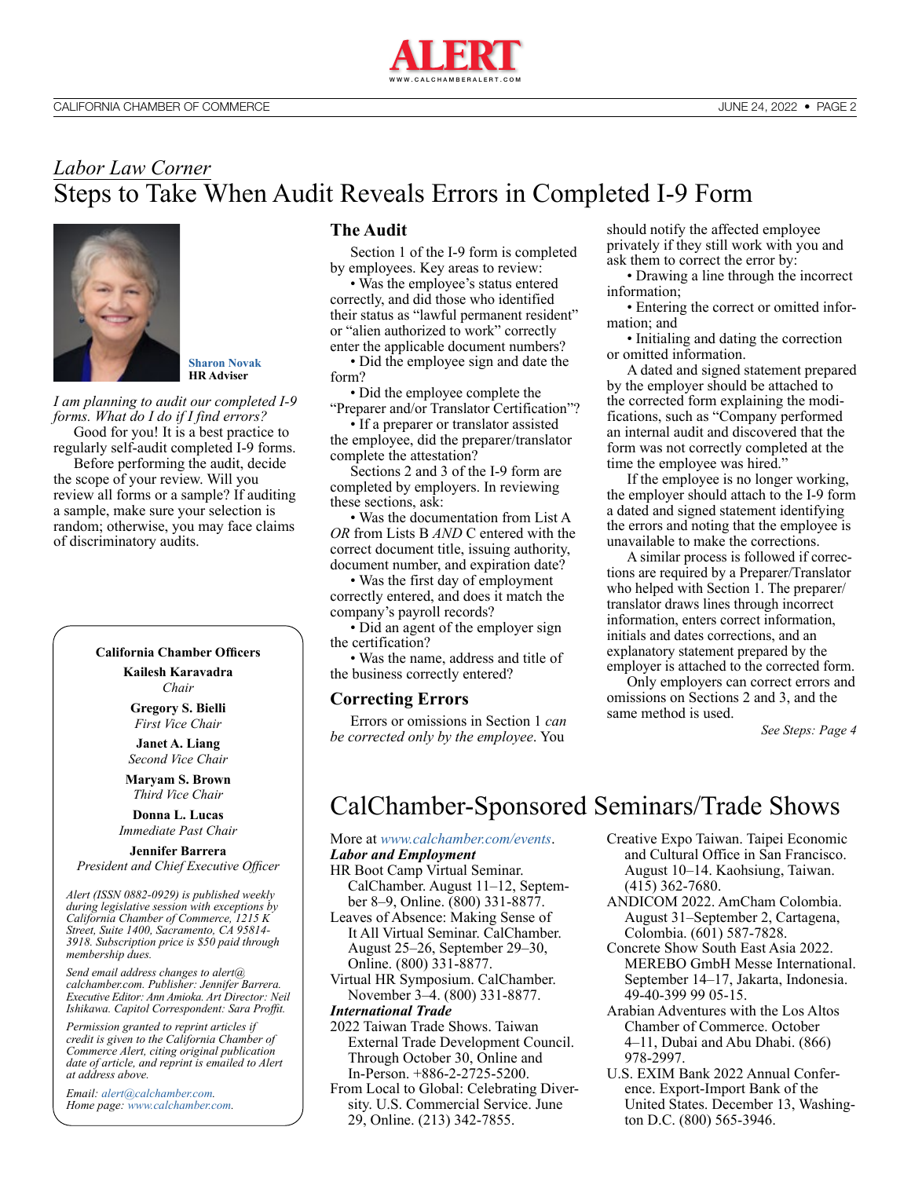*Labor Law Corner*

# Steps to Take When Audit Reveals Errors in Completed I-9 Form

**Sharon Novak**
**HR Adviser**

*I am planning to audit our completed I-9 forms. What do I do if I find errors?*

Good for you! It is a best practice to regularly self-audit completed I-9 forms.

Before performing the audit, decide the scope of your review. Will you review all forms or a sample? If auditing a sample, make sure your selection is random; otherwise, you may face claims of discriminatory audits.

## The Audit

Section 1 of the I-9 form is completed by employees. Key areas to review:

• Was the employee's status entered correctly, and did those who identified their status as "lawful permanent resident" or "alien authorized to work" correctly enter the applicable document numbers?

• Did the employee sign and date the form?

• Did the employee complete the "Preparer and/or Translator Certification"?

• If a preparer or translator assisted the employee, did the preparer/translator complete the attestation?

Sections 2 and 3 of the I-9 form are completed by employers. In reviewing these sections, ask:

• Was the documentation from List A *OR* from Lists B *AND* C entered with the correct document title, issuing authority, document number, and expiration date?

• Was the first day of employment correctly entered, and does it match the company's payroll records?

• Did an agent of the employer sign the certification?

• Was the name, address and title of the business correctly entered?

## Correcting Errors

Errors or omissions in Section 1 *can be corrected only by the employee*. You should notify the affected employee privately if they still work with you and ask them to correct the error by:

• Drawing a line through the incorrect information;

• Entering the correct or omitted information; and

• Initialing and dating the correction or omitted information.

A dated and signed statement prepared by the employer should be attached to the corrected form explaining the modifications, such as "Company performed an internal audit and discovered that the form was not correctly completed at the time the employee was hired."

If the employee is no longer working, the employer should attach to the I-9 form a dated and signed statement identifying the errors and noting that the employee is unavailable to make the corrections.

A similar process is followed if corrections are required by a Preparer/Translator who helped with Section 1. The preparer/translator draws lines through incorrect information, enters correct information, initials and dates corrections, and an explanatory statement prepared by the employer is attached to the corrected form.

Only employers can correct errors and omissions on Sections 2 and 3, and the same method is used.

*See Steps: Page 4*

---

**California Chamber Officers**

**Kailesh Karavadra**
*Chair*

**Gregory S. Bielli**
*First Vice Chair*

**Janet A. Liang**
*Second Vice Chair*

**Maryam S. Brown**
*Third Vice Chair*

**Donna L. Lucas**
*Immediate Past Chair*

**Jennifer Barrera**
*President and Chief Executive Officer*

*Alert (ISSN 0882-0929) is published weekly during legislative session with exceptions by California Chamber of Commerce, 1215 K Street, Suite 1400, Sacramento, CA 95814-3918. Subscription price is $50 paid through membership dues.*

*Send email address changes to alert@calchamber.com. Publisher: Jennifer Barrera. Executive Editor: Ann Amioka. Art Director: Neil Ishikawa. Capitol Correspondent: Sara Proffit.*

*Permission granted to reprint articles if credit is given to the California Chamber of Commerce Alert, citing original publication date of article, and reprint is emailed to Alert at address above.*

*Email: alert@calchamber.com.*
*Home page: www.calchamber.com.*

---

# CalChamber-Sponsored Seminars/Trade Shows

More at *www.calchamber.com/events*.

***Labor and Employment***

HR Boot Camp Virtual Seminar. CalChamber. August 11–12, September 8–9, Online. (800) 331-8877.

Leaves of Absence: Making Sense of It All Virtual Seminar. CalChamber. August 25–26, September 29–30, Online. (800) 331-8877.

Virtual HR Symposium. CalChamber. November 3–4. (800) 331-8877.

***International Trade***

2022 Taiwan Trade Shows. Taiwan External Trade Development Council. Through October 30, Online and In-Person. +886-2-2725-5200.

From Local to Global: Celebrating Diversity. U.S. Commercial Service. June 29, Online. (213) 342-7855.

Creative Expo Taiwan. Taipei Economic and Cultural Office in San Francisco. August 10–14. Kaohsiung, Taiwan. (415) 362-7680.

ANDICOM 2022. AmCham Colombia. August 31–September 2, Cartagena, Colombia. (601) 587-7828.

Concrete Show South East Asia 2022. MEREBO GmbH Messe International. September 14–17, Jakarta, Indonesia. 49-40-399 99 05-15.

Arabian Adventures with the Los Altos Chamber of Commerce. October 4–11, Dubai and Abu Dhabi. (866) 978-2997.

U.S. EXIM Bank 2022 Annual Conference. Export-Import Bank of the United States. December 13, Washington D.C. (800) 565-3946.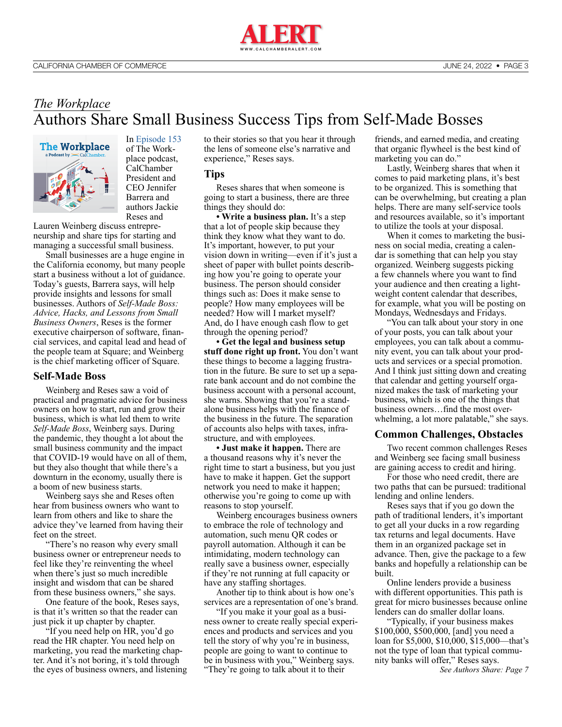*The Workplace*

# Authors Share Small Business Success Tips from Self-Made Bosses

In Episode 153 of The Workplace podcast, CalChamber President and CEO Jennifer Barrera and authors Jackie Reses and Lauren Weinberg discuss entrepreneurship and share tips for starting and managing a successful small business.

Small businesses are a huge engine in the California economy, but many people start a business without a lot of guidance. Today's guests, Barrera says, will help provide insights and lessons for small businesses. Authors of *Self-Made Boss: Advice, Hacks, and Lessons from Small Business Owners*, Reses is the former executive chairperson of software, financial services, and capital lead and head of the people team at Square; and Weinberg is the chief marketing officer of Square.

## Self-Made Boss

Weinberg and Reses saw a void of practical and pragmatic advice for business owners on how to start, run and grow their business, which is what led them to write *Self-Made Boss*, Weinberg says. During the pandemic, they thought a lot about the small business community and the impact that COVID-19 would have on all of them, but they also thought that while there's a downturn in the economy, usually there is a boom of new business starts.

Weinberg says she and Reses often hear from business owners who want to learn from others and like to share the advice they've learned from having their feet on the street.

"There's no reason why every small business owner or entrepreneur needs to feel like they're reinventing the wheel when there's just so much incredible insight and wisdom that can be shared from these business owners," she says.

One feature of the book, Reses says, is that it's written so that the reader can just pick it up chapter by chapter.

"If you need help on HR, you'd go read the HR chapter. You need help on marketing, you read the marketing chapter. And it's not boring, it's told through the eyes of business owners, and listening to their stories so that you hear it through the lens of someone else's narrative and experience," Reses says.

## Tips

Reses shares that when someone is going to start a business, there are three things they should do:

- **Write a business plan.** It's a step that a lot of people skip because they think they know what they want to do. It's important, however, to put your vision down in writing—even if it's just a sheet of paper with bullet points describing how you're going to operate your business. The person should consider things such as: Does it make sense to people? How many employees will be needed? How will I market myself? And, do I have enough cash flow to get through the opening period?
- **Get the legal and business setup stuff done right up front.** You don't want these things to become a lagging frustration in the future. Be sure to set up a separate bank account and do not combine the business account with a personal account, she warns. Showing that you're a standalone business helps with the finance of the business in the future. The separation of accounts also helps with taxes, infrastructure, and with employees.
- **Just make it happen.** There are a thousand reasons why it's never the right time to start a business, but you just have to make it happen. Get the support network you need to make it happen; otherwise you're going to come up with reasons to stop yourself.

Weinberg encourages business owners to embrace the role of technology and automation, such menu QR codes or payroll automation. Although it can be intimidating, modern technology can really save a business owner, especially if they're not running at full capacity or have any staffing shortages.

Another tip to think about is how one's services are a representation of one's brand.

"If you make it your goal as a business owner to create really special experiences and products and services and you tell the story of why you're in business, people are going to want to continue to be in business with you," Weinberg says. "They're going to talk about it to their friends, and earned media, and creating that organic flywheel is the best kind of marketing you can do."

Lastly, Weinberg shares that when it comes to paid marketing plans, it's best to be organized. This is something that can be overwhelming, but creating a plan helps. There are many self-service tools and resources available, so it's important to utilize the tools at your disposal.

When it comes to marketing the business on social media, creating a calendar is something that can help you stay organized. Weinberg suggests picking a few channels where you want to find your audience and then creating a lightweight content calendar that describes, for example, what you will be posting on Mondays, Wednesdays and Fridays.

"You can talk about your story in one of your posts, you can talk about your employees, you can talk about a community event, you can talk about your products and services or a special promotion. And I think just sitting down and creating that calendar and getting yourself organized makes the task of marketing your business, which is one of the things that business owners…find the most overwhelming, a lot more palatable," she says.

## Common Challenges, Obstacles

Two recent common challenges Reses and Weinberg see facing small business are gaining access to credit and hiring.

For those who need credit, there are two paths that can be pursued: traditional lending and online lenders.

Reses says that if you go down the path of traditional lenders, it's important to get all your ducks in a row regarding tax returns and legal documents. Have them in an organized package set in advance. Then, give the package to a few banks and hopefully a relationship can be built.

Online lenders provide a business with different opportunities. This path is great for micro businesses because online lenders can do smaller dollar loans.

"Typically, if your business makes $100,000, $500,000, [and] you need a loan for $5,000, $10,000, $15,000—that's not the type of loan that typical community banks will offer," Reses says.

*See Authors Share: Page 7*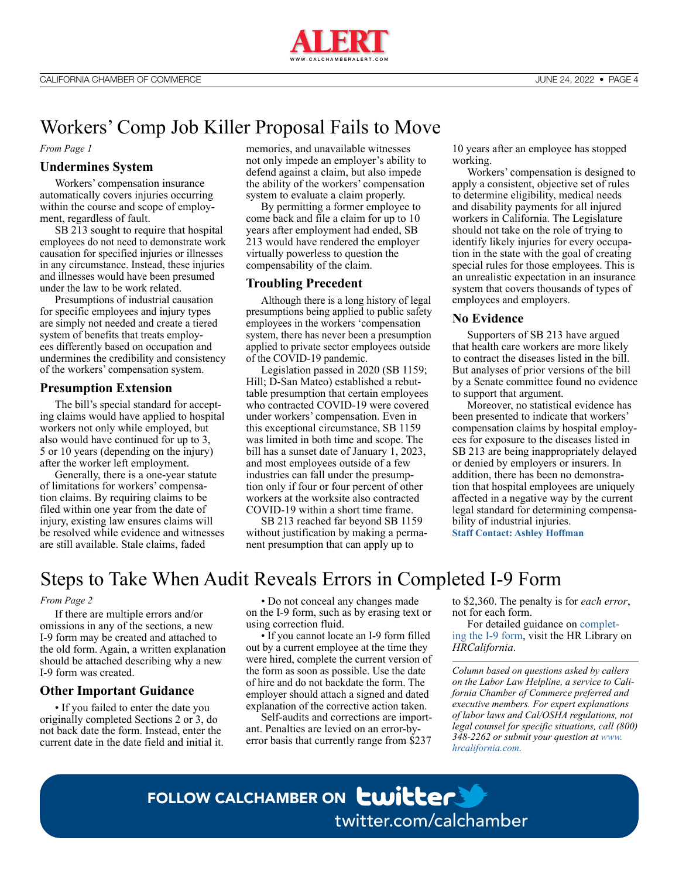# Workers' Comp Job Killer Proposal Fails to Move

*From Page 1*

### Undermines System

Workers' compensation insurance automatically covers injuries occurring within the course and scope of employment, regardless of fault.

SB 213 sought to require that hospital employees do not need to demonstrate work causation for specified injuries or illnesses in any circumstance. Instead, these injuries and illnesses would have been presumed under the law to be work related.

Presumptions of industrial causation for specific employees and injury types are simply not needed and create a tiered system of benefits that treats employees differently based on occupation and undermines the credibility and consistency of the workers' compensation system.

### Presumption Extension

The bill's special standard for accepting claims would have applied to hospital workers not only while employed, but also would have continued for up to 3, 5 or 10 years (depending on the injury) after the worker left employment.

Generally, there is a one-year statute of limitations for workers' compensation claims. By requiring claims to be filed within one year from the date of injury, existing law ensures claims will be resolved while evidence and witnesses are still available. Stale claims, faded memories, and unavailable witnesses not only impede an employer's ability to defend against a claim, but also impede the ability of the workers' compensation system to evaluate a claim properly.

By permitting a former employee to come back and file a claim for up to 10 years after employment had ended, SB 213 would have rendered the employer virtually powerless to question the compensability of the claim.

### Troubling Precedent

Although there is a long history of legal presumptions being applied to public safety employees in the workers 'compensation system, there has never been a presumption applied to private sector employees outside of the COVID-19 pandemic.

Legislation passed in 2020 (SB 1159; Hill; D-San Mateo) established a rebuttable presumption that certain employees who contracted COVID-19 were covered under workers' compensation. Even in this exceptional circumstance, SB 1159 was limited in both time and scope. The bill has a sunset date of January 1, 2023, and most employees outside of a few industries can fall under the presumption only if four or four percent of other workers at the worksite also contracted COVID-19 within a short time frame.

SB 213 reached far beyond SB 1159 without justification by making a permanent presumption that can apply up to 10 years after an employee has stopped working.

Workers' compensation is designed to apply a consistent, objective set of rules to determine eligibility, medical needs and disability payments for all injured workers in California. The Legislature should not take on the role of trying to identify likely injuries for every occupation in the state with the goal of creating special rules for those employees. This is an unrealistic expectation in an insurance system that covers thousands of types of employees and employers.

### No Evidence

Supporters of SB 213 have argued that health care workers are more likely to contract the diseases listed in the bill. But analyses of prior versions of the bill by a Senate committee found no evidence to support that argument.

Moreover, no statistical evidence has been presented to indicate that workers' compensation claims by hospital employees for exposure to the diseases listed in SB 213 are being inappropriately delayed or denied by employers or insurers. In addition, there has been no demonstration that hospital employees are uniquely affected in a negative way by the current legal standard for determining compensability of industrial injuries.

**Staff Contact: Ashley Hoffman**

# Steps to Take When Audit Reveals Errors in Completed I-9 Form

*From Page 2*

If there are multiple errors and/or omissions in any of the sections, a new I-9 form may be created and attached to the old form. Again, a written explanation should be attached describing why a new I-9 form was created.

### Other Important Guidance

- If you failed to enter the date you originally completed Sections 2 or 3, do not back date the form. Instead, enter the current date in the date field and initial it.
- Do not conceal any changes made on the I-9 form, such as by erasing text or using correction fluid.
- If you cannot locate an I-9 form filled out by a current employee at the time they were hired, complete the current version of the form as soon as possible. Use the date of hire and do not backdate the form. The employer should attach a signed and dated explanation of the corrective action taken.

Self-audits and corrections are important. Penalties are levied on an error-by-error basis that currently range from $237 to $2,360. The penalty is for *each error*, not for each form.

For detailed guidance on completing the I-9 form, visit the HR Library on *HRCalifornia*.

---

*Column based on questions asked by callers on the Labor Law Helpline, a service to California Chamber of Commerce preferred and executive members. For expert explanations of labor laws and Cal/OSHA regulations, not legal counsel for specific situations, call (800) 348-2262 or submit your question at www.hrcalifornia.com.*

**FOLLOW CALCHAMBER ON twitter**
twitter.com/calchamber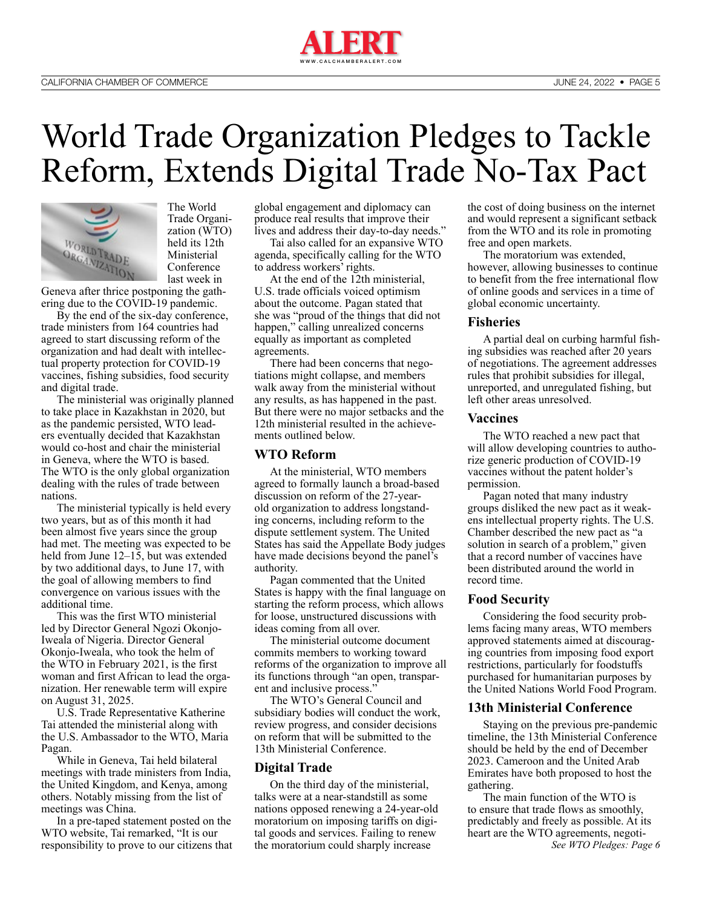# World Trade Organization Pledges to Tackle Reform, Extends Digital Trade No-Tax Pact

The World Trade Organization (WTO) held its 12th Ministerial Conference last week in Geneva after thrice postponing the gathering due to the COVID-19 pandemic.

By the end of the six-day conference, trade ministers from 164 countries had agreed to start discussing reform of the organization and had dealt with intellectual property protection for COVID-19 vaccines, fishing subsidies, food security and digital trade.

The ministerial was originally planned to take place in Kazakhstan in 2020, but as the pandemic persisted, WTO leaders eventually decided that Kazakhstan would co-host and chair the ministerial in Geneva, where the WTO is based. The WTO is the only global organization dealing with the rules of trade between nations.

The ministerial typically is held every two years, but as of this month it had been almost five years since the group had met. The meeting was expected to be held from June 12–15, but was extended by two additional days, to June 17, with the goal of allowing members to find convergence on various issues with the additional time.

This was the first WTO ministerial led by Director General Ngozi Okonjo-Iweala of Nigeria. Director General Okonjo-Iweala, who took the helm of the WTO in February 2021, is the first woman and first African to lead the organization. Her renewable term will expire on August 31, 2025.

U.S. Trade Representative Katherine Tai attended the ministerial along with the U.S. Ambassador to the WTO, Maria Pagan.

While in Geneva, Tai held bilateral meetings with trade ministers from India, the United Kingdom, and Kenya, among others. Notably missing from the list of meetings was China.

In a pre-taped statement posted on the WTO website, Tai remarked, "It is our responsibility to prove to our citizens that global engagement and diplomacy can produce real results that improve their lives and address their day-to-day needs."

Tai also called for an expansive WTO agenda, specifically calling for the WTO to address workers' rights.

At the end of the 12th ministerial, U.S. trade officials voiced optimism about the outcome. Pagan stated that she was "proud of the things that did not happen," calling unrealized concerns equally as important as completed agreements.

There had been concerns that negotiations might collapse, and members walk away from the ministerial without any results, as has happened in the past. But there were no major setbacks and the 12th ministerial resulted in the achievements outlined below.

## WTO Reform

At the ministerial, WTO members agreed to formally launch a broad-based discussion on reform of the 27-year-old organization to address longstanding concerns, including reform to the dispute settlement system. The United States has said the Appellate Body judges have made decisions beyond the panel's authority.

Pagan commented that the United States is happy with the final language on starting the reform process, which allows for loose, unstructured discussions with ideas coming from all over.

The ministerial outcome document commits members to working toward reforms of the organization to improve all its functions through "an open, transparent and inclusive process."

The WTO's General Council and subsidiary bodies will conduct the work, review progress, and consider decisions on reform that will be submitted to the 13th Ministerial Conference.

## Digital Trade

On the third day of the ministerial, talks were at a near-standstill as some nations opposed renewing a 24-year-old moratorium on imposing tariffs on digital goods and services. Failing to renew the moratorium could sharply increase the cost of doing business on the internet and would represent a significant setback from the WTO and its role in promoting free and open markets.

The moratorium was extended, however, allowing businesses to continue to benefit from the free international flow of online goods and services in a time of global economic uncertainty.

## Fisheries

A partial deal on curbing harmful fishing subsidies was reached after 20 years of negotiations. The agreement addresses rules that prohibit subsidies for illegal, unreported, and unregulated fishing, but left other areas unresolved.

## Vaccines

The WTO reached a new pact that will allow developing countries to authorize generic production of COVID-19 vaccines without the patent holder's permission.

Pagan noted that many industry groups disliked the new pact as it weakens intellectual property rights. The U.S. Chamber described the new pact as "a solution in search of a problem," given that a record number of vaccines have been distributed around the world in record time.

## Food Security

Considering the food security problems facing many areas, WTO members approved statements aimed at discouraging countries from imposing food export restrictions, particularly for foodstuffs purchased for humanitarian purposes by the United Nations World Food Program.

## 13th Ministerial Conference

Staying on the previous pre-pandemic timeline, the 13th Ministerial Conference should be held by the end of December 2023. Cameroon and the United Arab Emirates have both proposed to host the gathering.

The main function of the WTO is to ensure that trade flows as smoothly, predictably and freely as possible. At its heart are the WTO agreements, negoti-

*See WTO Pledges: Page 6*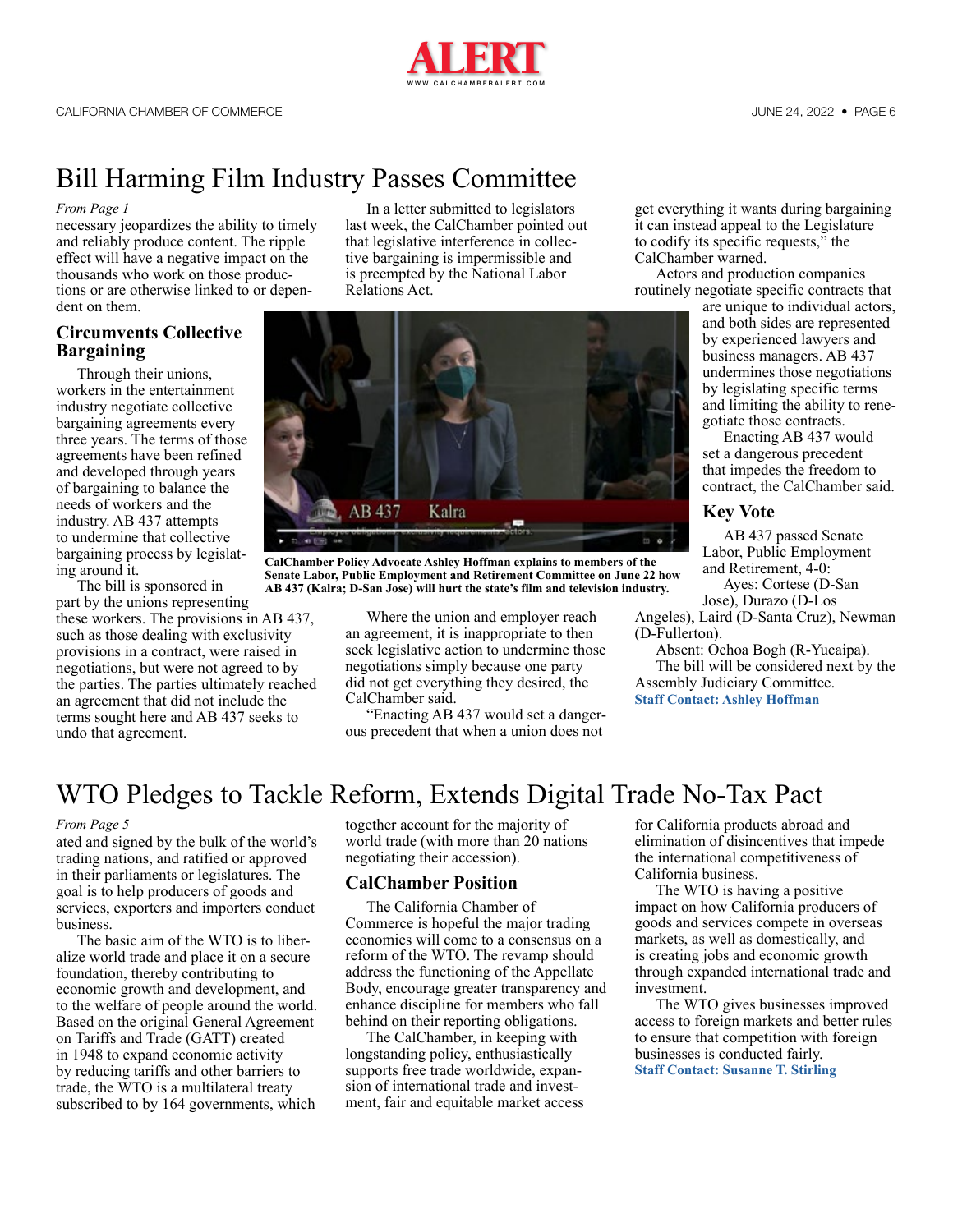# Bill Harming Film Industry Passes Committee

*From Page 1*

necessary jeopardizes the ability to timely and reliably produce content. The ripple effect will have a negative impact on the thousands who work on those productions or are otherwise linked to or dependent on them.

## Circumvents Collective Bargaining

Through their unions, workers in the entertainment industry negotiate collective bargaining agreements every three years. The terms of those agreements have been refined and developed through years of bargaining to balance the needs of workers and the industry. AB 437 attempts to undermine that collective bargaining process by legislating around it.

The bill is sponsored in part by the unions representing these workers. The provisions in AB 437, such as those dealing with exclusivity provisions in a contract, were raised in negotiations, but were not agreed to by the parties. The parties ultimately reached an agreement that did not include the terms sought here and AB 437 seeks to undo that agreement.

In a letter submitted to legislators last week, the CalChamber pointed out that legislative interference in collective bargaining is impermissible and is preempted by the National Labor Relations Act.

**CalChamber Policy Advocate Ashley Hoffman explains to members of the Senate Labor, Public Employment and Retirement Committee on June 22 how AB 437 (Kalra; D-San Jose) will hurt the state's film and television industry.**

Where the union and employer reach an agreement, it is inappropriate to then seek legislative action to undermine those negotiations simply because one party did not get everything they desired, the CalChamber said.

"Enacting AB 437 would set a dangerous precedent that when a union does not get everything it wants during bargaining it can instead appeal to the Legislature to codify its specific requests," the CalChamber warned.

Actors and production companies routinely negotiate specific contracts that are unique to individual actors, and both sides are represented by experienced lawyers and business managers. AB 437 undermines those negotiations by legislating specific terms and limiting the ability to renegotiate those contracts.

Enacting AB 437 would set a dangerous precedent that impedes the freedom to contract, the CalChamber said.

## Key Vote

AB 437 passed Senate Labor, Public Employment and Retirement, 4-0:

Ayes: Cortese (D-San Jose), Durazo (D-Los Angeles), Laird (D-Santa Cruz), Newman (D-Fullerton).

Absent: Ochoa Bogh (R-Yucaipa).

The bill will be considered next by the Assembly Judiciary Committee.

**Staff Contact: Ashley Hoffman**

# WTO Pledges to Tackle Reform, Extends Digital Trade No-Tax Pact

*From Page 5*

ated and signed by the bulk of the world's trading nations, and ratified or approved in their parliaments or legislatures. The goal is to help producers of goods and services, exporters and importers conduct business.

The basic aim of the WTO is to liberalize world trade and place it on a secure foundation, thereby contributing to economic growth and development, and to the welfare of people around the world. Based on the original General Agreement on Tariffs and Trade (GATT) created in 1948 to expand economic activity by reducing tariffs and other barriers to trade, the WTO is a multilateral treaty subscribed to by 164 governments, which together account for the majority of world trade (with more than 20 nations negotiating their accession).

## CalChamber Position

The California Chamber of Commerce is hopeful the major trading economies will come to a consensus on a reform of the WTO. The revamp should address the functioning of the Appellate Body, encourage greater transparency and enhance discipline for members who fall behind on their reporting obligations.

The CalChamber, in keeping with longstanding policy, enthusiastically supports free trade worldwide, expansion of international trade and investment, fair and equitable market access for California products abroad and elimination of disincentives that impede the international competitiveness of California business.

The WTO is having a positive impact on how California producers of goods and services compete in overseas markets, as well as domestically, and is creating jobs and economic growth through expanded international trade and investment.

The WTO gives businesses improved access to foreign markets and better rules to ensure that competition with foreign businesses is conducted fairly.

**Staff Contact: Susanne T. Stirling**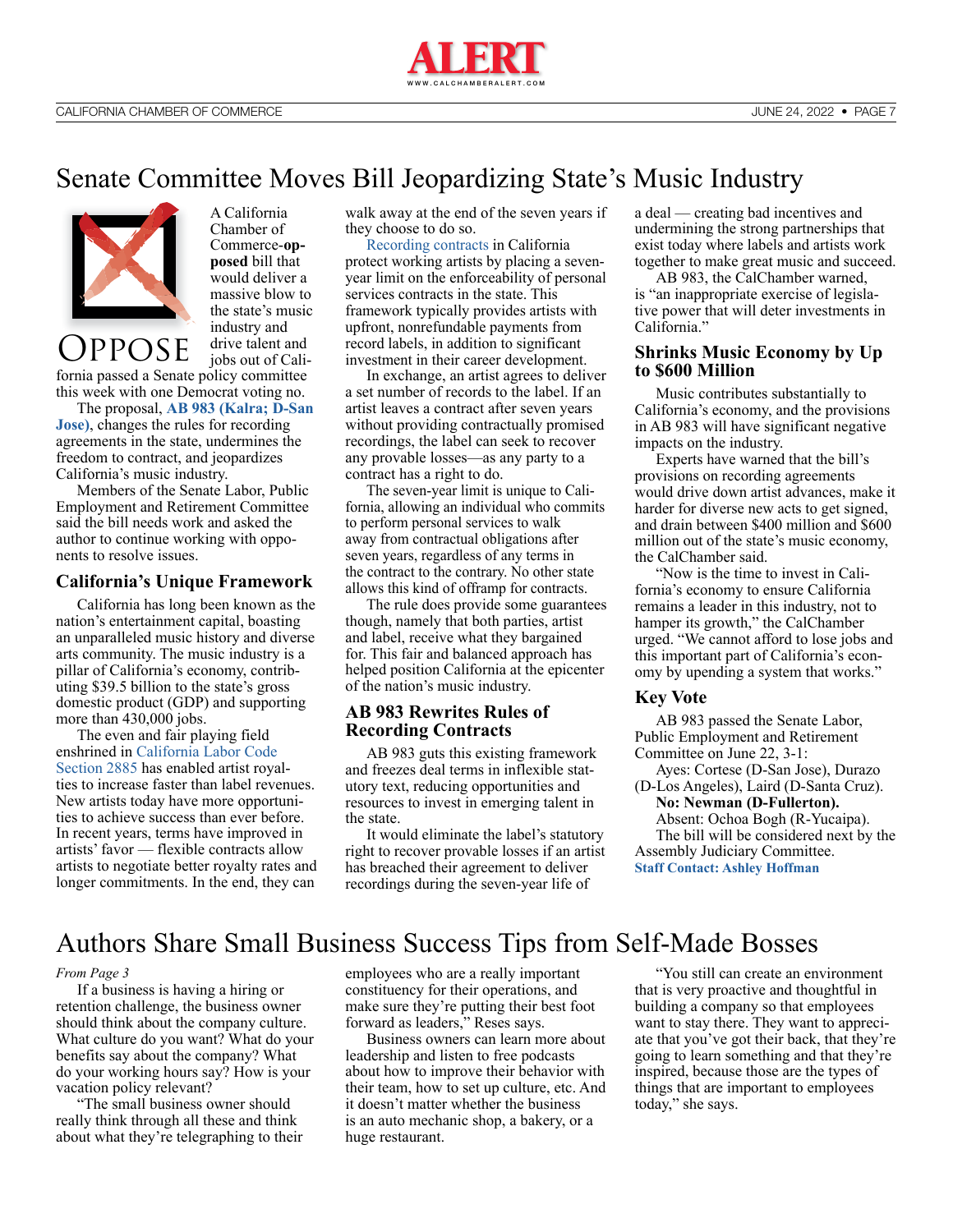# Senate Committee Moves Bill Jeopardizing State's Music Industry

OPPOSE

A California Chamber of Commerce-**opposed** bill that would deliver a massive blow to the state's music industry and drive talent and jobs out of California passed a Senate policy committee this week with one Democrat voting no.

The proposal, **AB 983 (Kalra; D-San Jose)**, changes the rules for recording agreements in the state, undermines the freedom to contract, and jeopardizes California's music industry.

Members of the Senate Labor, Public Employment and Retirement Committee said the bill needs work and asked the author to continue working with opponents to resolve issues.

## California's Unique Framework

California has long been known as the nation's entertainment capital, boasting an unparalleled music history and diverse arts community. The music industry is a pillar of California's economy, contributing $39.5 billion to the state's gross domestic product (GDP) and supporting more than 430,000 jobs.

The even and fair playing field enshrined in California Labor Code Section 2885 has enabled artist royalties to increase faster than label revenues. New artists today have more opportunities to achieve success than ever before. In recent years, terms have improved in artists' favor — flexible contracts allow artists to negotiate better royalty rates and longer commitments. In the end, they can walk away at the end of the seven years if they choose to do so.

Recording contracts in California protect working artists by placing a seven-year limit on the enforceability of personal services contracts in the state. This framework typically provides artists with upfront, nonrefundable payments from record labels, in addition to significant investment in their career development.

In exchange, an artist agrees to deliver a set number of records to the label. If an artist leaves a contract after seven years without providing contractually promised recordings, the label can seek to recover any provable losses—as any party to a contract has a right to do.

The seven-year limit is unique to California, allowing an individual who commits to perform personal services to walk away from contractual obligations after seven years, regardless of any terms in the contract to the contrary. No other state allows this kind of offramp for contracts.

The rule does provide some guarantees though, namely that both parties, artist and label, receive what they bargained for. This fair and balanced approach has helped position California at the epicenter of the nation's music industry.

## AB 983 Rewrites Rules of Recording Contracts

AB 983 guts this existing framework and freezes deal terms in inflexible statutory text, reducing opportunities and resources to invest in emerging talent in the state.

It would eliminate the label's statutory right to recover provable losses if an artist has breached their agreement to deliver recordings during the seven-year life of a deal — creating bad incentives and undermining the strong partnerships that exist today where labels and artists work together to make great music and succeed.

AB 983, the CalChamber warned, is "an inappropriate exercise of legislative power that will deter investments in California."

## Shrinks Music Economy by Up to $600 Million

Music contributes substantially to California's economy, and the provisions in AB 983 will have significant negative impacts on the industry.

Experts have warned that the bill's provisions on recording agreements would drive down artist advances, make it harder for diverse new acts to get signed, and drain between $400 million and $600 million out of the state's music economy, the CalChamber said.

"Now is the time to invest in California's economy to ensure California remains a leader in this industry, not to hamper its growth," the CalChamber urged. "We cannot afford to lose jobs and this important part of California's economy by upending a system that works."

## Key Vote

AB 983 passed the Senate Labor, Public Employment and Retirement Committee on June 22, 3-1:

Ayes: Cortese (D-San Jose), Durazo (D-Los Angeles), Laird (D-Santa Cruz).

**No: Newman (D-Fullerton).**

Absent: Ochoa Bogh (R-Yucaipa).

The bill will be considered next by the Assembly Judiciary Committee.

**Staff Contact: Ashley Hoffman**

# Authors Share Small Business Success Tips from Self-Made Bosses

*From Page 3*

If a business is having a hiring or retention challenge, the business owner should think about the company culture. What culture do you want? What do your benefits say about the company? What do your working hours say? How is your vacation policy relevant?

"The small business owner should really think through all these and think about what they're telegraphing to their employees who are a really important constituency for their operations, and make sure they're putting their best foot forward as leaders," Reses says.

Business owners can learn more about leadership and listen to free podcasts about how to improve their behavior with their team, how to set up culture, etc. And it doesn't matter whether the business is an auto mechanic shop, a bakery, or a huge restaurant.

"You still can create an environment that is very proactive and thoughtful in building a company so that employees want to stay there. They want to appreciate that you've got their back, that they're going to learn something and that they're inspired, because those are the types of things that are important to employees today," she says.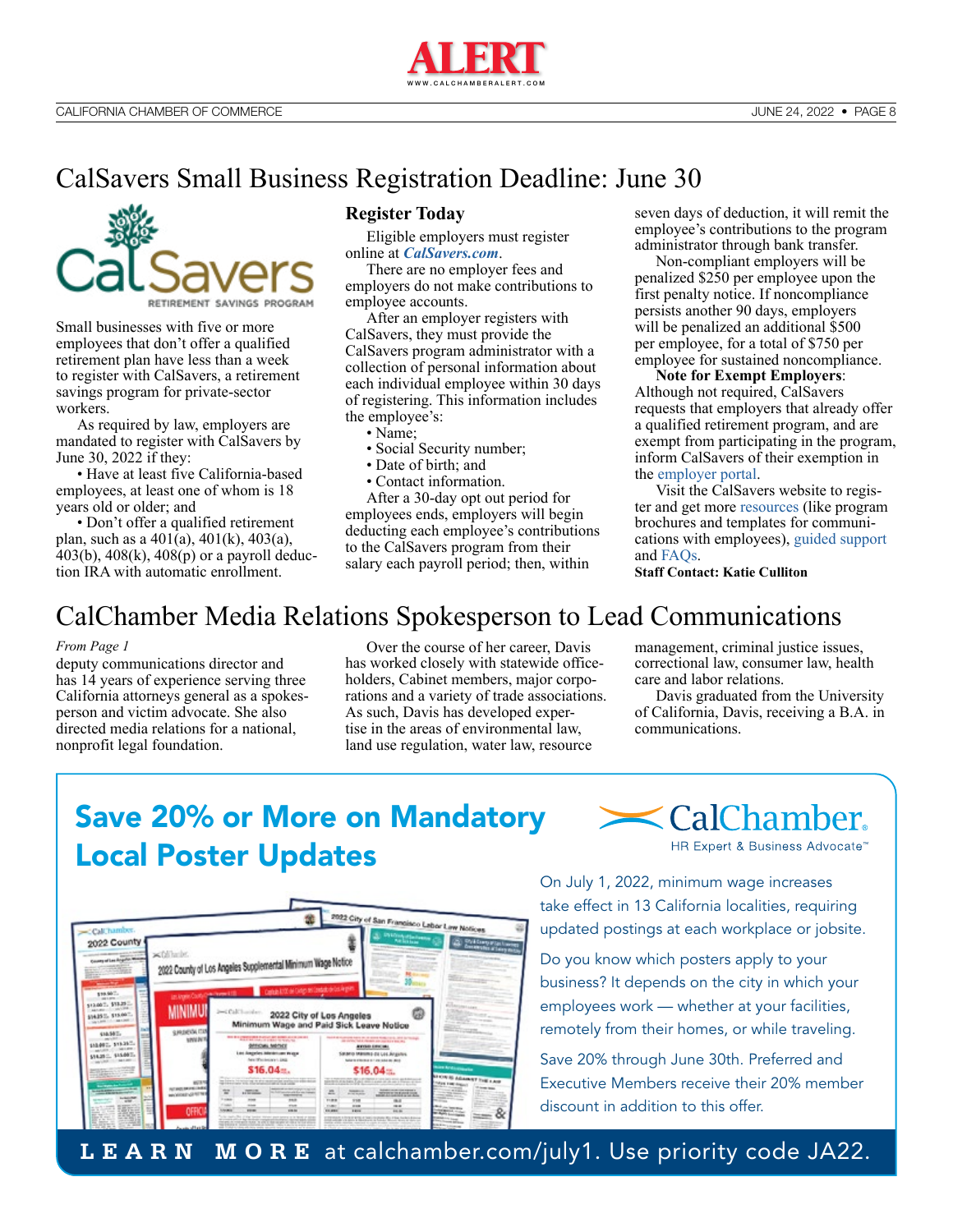# CalSavers Small Business Registration Deadline: June 30

Small businesses with five or more employees that don't offer a qualified retirement plan have less than a week to register with CalSavers, a retirement savings program for private-sector workers.

As required by law, employers are mandated to register with CalSavers by June 30, 2022 if they:

- Have at least five California-based employees, at least one of whom is 18 years old or older; and
- Don't offer a qualified retirement plan, such as a 401(a), 401(k), 403(a), 403(b), 408(k), 408(p) or a payroll deduction IRA with automatic enrollment.

## Register Today

Eligible employers must register online at ***CalSavers.com***.

There are no employer fees and employers do not make contributions to employee accounts.

After an employer registers with CalSavers, they must provide the CalSavers program administrator with a collection of personal information about each individual employee within 30 days of registering. This information includes the employee's:

- Name;
- Social Security number;
- Date of birth; and
- Contact information.

After a 30-day opt out period for employees ends, employers will begin deducting each employee's contributions to the CalSavers program from their salary each payroll period; then, within seven days of deduction, it will remit the employee's contributions to the program administrator through bank transfer.

Non-compliant employers will be penalized $250 per employee upon the first penalty notice. If noncompliance persists another 90 days, employers will be penalized an additional $500 per employee, for a total of $750 per employee for sustained noncompliance.

**Note for Exempt Employers**: Although not required, CalSavers requests that employers that already offer a qualified retirement program, and are exempt from participating in the program, inform CalSavers of their exemption in the employer portal.

Visit the CalSavers website to register and get more resources (like program brochures and templates for communications with employees), guided support and FAQs.

**Staff Contact: Katie Culliton**

# CalChamber Media Relations Spokesperson to Lead Communications

*From Page 1*

deputy communications director and has 14 years of experience serving three California attorneys general as a spokesperson and victim advocate. She also directed media relations for a national, nonprofit legal foundation.

Over the course of her career, Davis has worked closely with statewide officeholders, Cabinet members, major corporations and a variety of trade associations. As such, Davis has developed expertise in the areas of environmental law, land use regulation, water law, resource management, criminal justice issues, correctional law, consumer law, health care and labor relations.

Davis graduated from the University of California, Davis, receiving a B.A. in communications.

## Save 20% or More on Mandatory Local Poster Updates

CalChamber. HR Expert & Business Advocate™

On July 1, 2022, minimum wage increases take effect in 13 California localities, requiring updated postings at each workplace or jobsite.

Do you know which posters apply to your business? It depends on the city in which your employees work — whether at your facilities, remotely from their homes, or while traveling.

Save 20% through June 30th. Preferred and Executive Members receive their 20% member discount in addition to this offer.

**LEARN MORE** at calchamber.com/july1. Use priority code JA22.